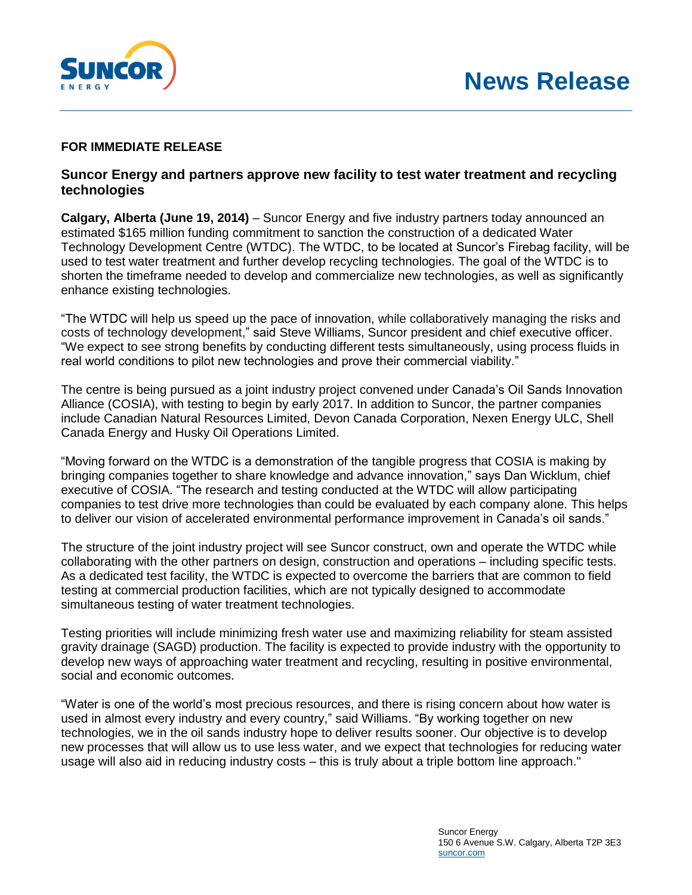**News Release**

**FOR IMMEDIATE RELEASE**

## Suncor Energy and partners approve new facility to test water treatment and recycling technologies

**Calgary, Alberta (June 19, 2014)** – Suncor Energy and five industry partners today announced an estimated $165 million funding commitment to sanction the construction of a dedicated Water Technology Development Centre (WTDC). The WTDC, to be located at Suncor's Firebag facility, will be used to test water treatment and further develop recycling technologies. The goal of the WTDC is to shorten the timeframe needed to develop and commercialize new technologies, as well as significantly enhance existing technologies.

"The WTDC will help us speed up the pace of innovation, while collaboratively managing the risks and costs of technology development," said Steve Williams, Suncor president and chief executive officer. "We expect to see strong benefits by conducting different tests simultaneously, using process fluids in real world conditions to pilot new technologies and prove their commercial viability."

The centre is being pursued as a joint industry project convened under Canada's Oil Sands Innovation Alliance (COSIA), with testing to begin by early 2017. In addition to Suncor, the partner companies include Canadian Natural Resources Limited, Devon Canada Corporation, Nexen Energy ULC, Shell Canada Energy and Husky Oil Operations Limited.

"Moving forward on the WTDC is a demonstration of the tangible progress that COSIA is making by bringing companies together to share knowledge and advance innovation," says Dan Wicklum, chief executive of COSIA. "The research and testing conducted at the WTDC will allow participating companies to test drive more technologies than could be evaluated by each company alone. This helps to deliver our vision of accelerated environmental performance improvement in Canada's oil sands."

The structure of the joint industry project will see Suncor construct, own and operate the WTDC while collaborating with the other partners on design, construction and operations – including specific tests. As a dedicated test facility, the WTDC is expected to overcome the barriers that are common to field testing at commercial production facilities, which are not typically designed to accommodate simultaneous testing of water treatment technologies.

Testing priorities will include minimizing fresh water use and maximizing reliability for steam assisted gravity drainage (SAGD) production. The facility is expected to provide industry with the opportunity to develop new ways of approaching water treatment and recycling, resulting in positive environmental, social and economic outcomes.

"Water is one of the world's most precious resources, and there is rising concern about how water is used in almost every industry and every country," said Williams. "By working together on new technologies, we in the oil sands industry hope to deliver results sooner. Our objective is to develop new processes that will allow us to use less water, and we expect that technologies for reducing water usage will also aid in reducing industry costs – this is truly about a triple bottom line approach."

Suncor Energy
150 6 Avenue S.W. Calgary, Alberta T2P 3E3
suncor.com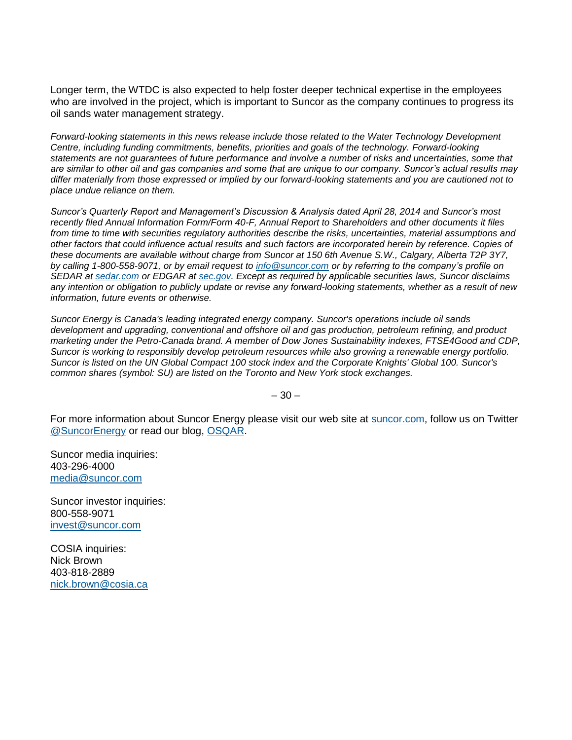Longer term, the WTDC is also expected to help foster deeper technical expertise in the employees who are involved in the project, which is important to Suncor as the company continues to progress its oil sands water management strategy.

*Forward-looking statements in this news release include those related to the Water Technology Development Centre, including funding commitments, benefits, priorities and goals of the technology. Forward-looking statements are not guarantees of future performance and involve a number of risks and uncertainties, some that are similar to other oil and gas companies and some that are unique to our company. Suncor's actual results may differ materially from those expressed or implied by our forward-looking statements and you are cautioned not to place undue reliance on them.*

*Suncor's Quarterly Report and Management's Discussion & Analysis dated April 28, 2014 and Suncor's most recently filed Annual Information Form/Form 40-F, Annual Report to Shareholders and other documents it files from time to time with securities regulatory authorities describe the risks, uncertainties, material assumptions and other factors that could influence actual results and such factors are incorporated herein by reference. Copies of these documents are available without charge from Suncor at 150 6th Avenue S.W., Calgary, Alberta T2P 3Y7, by calling 1-800-558-9071, or by email request to [info@suncor.com](mailto:info@suncor.com) or by referring to the company's profile on SEDAR at [sedar.com](http://sedar.com) or EDGAR at [sec.gov](http://sec.gov). Except as required by applicable securities laws, Suncor disclaims any intention or obligation to publicly update or revise any forward-looking statements, whether as a result of new information, future events or otherwise.*

*Suncor Energy is Canada's leading integrated energy company. Suncor's operations include oil sands development and upgrading, conventional and offshore oil and gas production, petroleum refining, and product marketing under the Petro-Canada brand. A member of Dow Jones Sustainability indexes, FTSE4Good and CDP, Suncor is working to responsibly develop petroleum resources while also growing a renewable energy portfolio. Suncor is listed on the UN Global Compact 100 stock index and the Corporate Knights' Global 100. Suncor's common shares (symbol: SU) are listed on the Toronto and New York stock exchanges.*

– 30 –

For more information about Suncor Energy please visit our web site at [suncor.com](http://suncor.com), follow us on Twitter [@SuncorEnergy](https://twitter.com/SuncorEnergy) or read our blog, [OSQAR](http://osqar.suncor.com).

Suncor media inquiries:
403-296-4000
[media@suncor.com](mailto:media@suncor.com)

Suncor investor inquiries:
800-558-9071
[invest@suncor.com](mailto:invest@suncor.com)

COSIA inquiries:
Nick Brown
403-818-2889
[nick.brown@cosia.ca](mailto:nick.brown@cosia.ca)